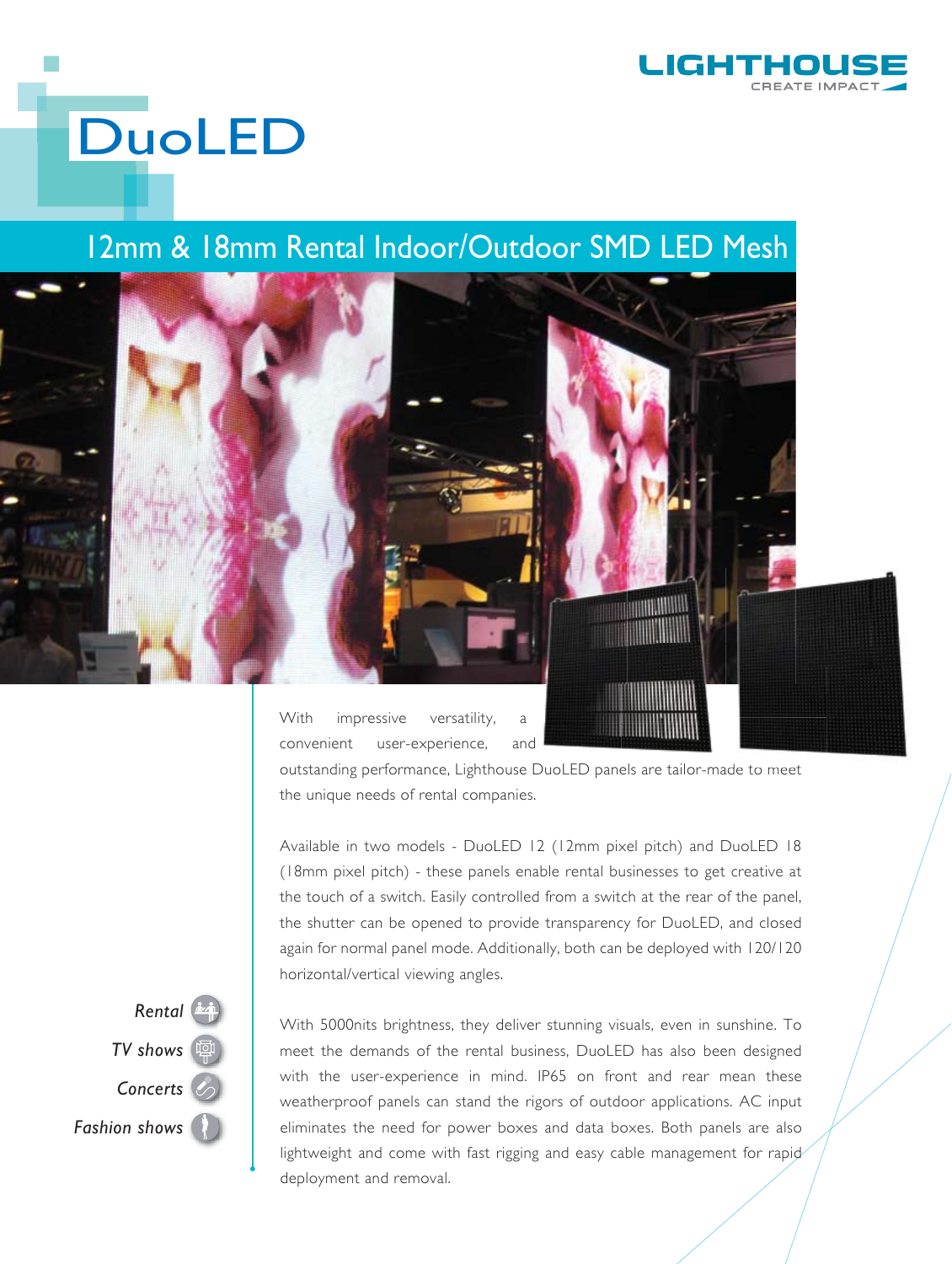LIGHTHOUSE
CREATE IMPACT

# DuoLED

## 12mm & 18mm Rental Indoor/Outdoor SMD LED Mesh

With impressive versatility, a convenient user-experience, and outstanding performance, Lighthouse DuoLED panels are tailor-made to meet the unique needs of rental companies.

Available in two models - DuoLED 12 (12mm pixel pitch) and DuoLED 18 (18mm pixel pitch) - these panels enable rental businesses to get creative at the touch of a switch. Easily controlled from a switch at the rear of the panel, the shutter can be opened to provide transparency for DuoLED, and closed again for normal panel mode. Additionally, both can be deployed with 120/120 horizontal/vertical viewing angles.

With 5000nits brightness, they deliver stunning visuals, even in sunshine. To meet the demands of the rental business, DuoLED has also been designed with the user-experience in mind. IP65 on front and rear mean these weatherproof panels can stand the rigors of outdoor applications. AC input eliminates the need for power boxes and data boxes. Both panels are also lightweight and come with fast rigging and easy cable management for rapid deployment and removal.

*Rental*

*TV shows*

*Concerts*

*Fashion shows*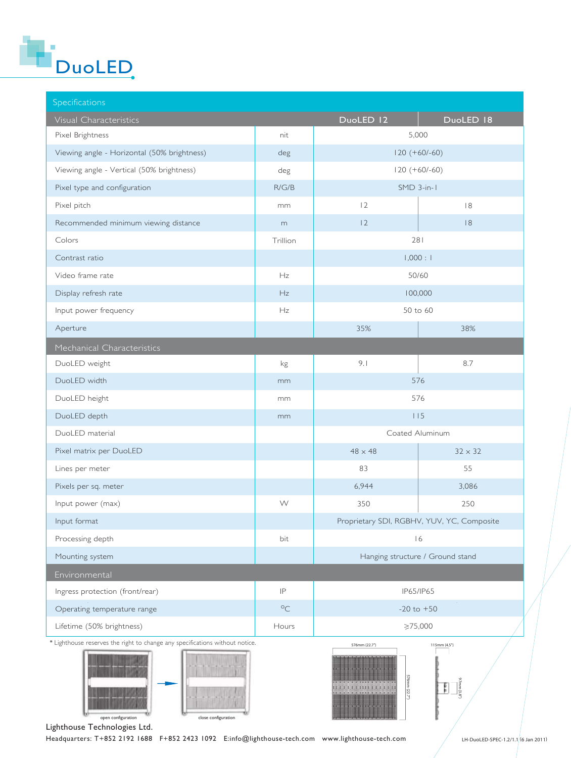# DuoLED

| Specifications | | | |
|---|---|---|---|
| **Visual Characteristics** | | **DuoLED 12** | **DuoLED 18** |
| Pixel Brightness | nit | 5,000 | |
| Viewing angle - Horizontal (50% brightness) | deg | 120 (+60/-60) | |
| Viewing angle - Vertical (50% brightness) | deg | 120 (+60/-60) | |
| Pixel type and configuration | R/G/B | SMD 3-in-1 | |
| Pixel pitch | mm | 12 | 18 |
| Recommended minimum viewing distance | m | 12 | 18 |
| Colors | Trillion | 281 | |
| Contrast ratio | | 1,000 : 1 | |
| Video frame rate | Hz | 50/60 | |
| Display refresh rate | Hz | 100,000 | |
| Input power frequency | Hz | 50 to 60 | |
| Aperture | | 35% | 38% |
| **Mechanical Characteristics** | | | |
| DuoLED weight | kg | 9.1 | 8.7 |
| DuoLED width | mm | 576 | |
| DuoLED height | mm | 576 | |
| DuoLED depth | mm | 115 | |
| DuoLED material | | Coated Aluminum | |
| Pixel matrix per DuoLED | | 48 x 48 | 32 x 32 |
| Lines per meter | | 83 | 55 |
| Pixels per sq. meter | | 6,944 | 3,086 |
| Input power (max) | W | 350 | 250 |
| Input format | | Proprietary SDI, RGBHV, YUV, YC, Composite | |
| Processing depth | bit | 16 | |
| Mounting system | | Hanging structure / Ground stand | |
| **Environmental** | | | |
| Ingress protection (front/rear) | IP | IP65/IP65 | |
| Operating temperature range | °C | -20 to +50 | |
| Lifetime (50% brightness) | Hours | ≥75,000 | |

* Lighthouse reserves the right to change any specifications without notice.

open configuration

close configuration

576mm (22.7")

576mm (22.7")

115mm (4.5")

97mm (3.8")

Lighthouse Technologies Ltd.

Headquarters: T+852 2192 1688 F+852 2423 1092 E:info@lighthouse-tech.com www.lighthouse-tech.com

LH-DuoLED-SPEC-1.2/1.1 (6 Jan 2011)